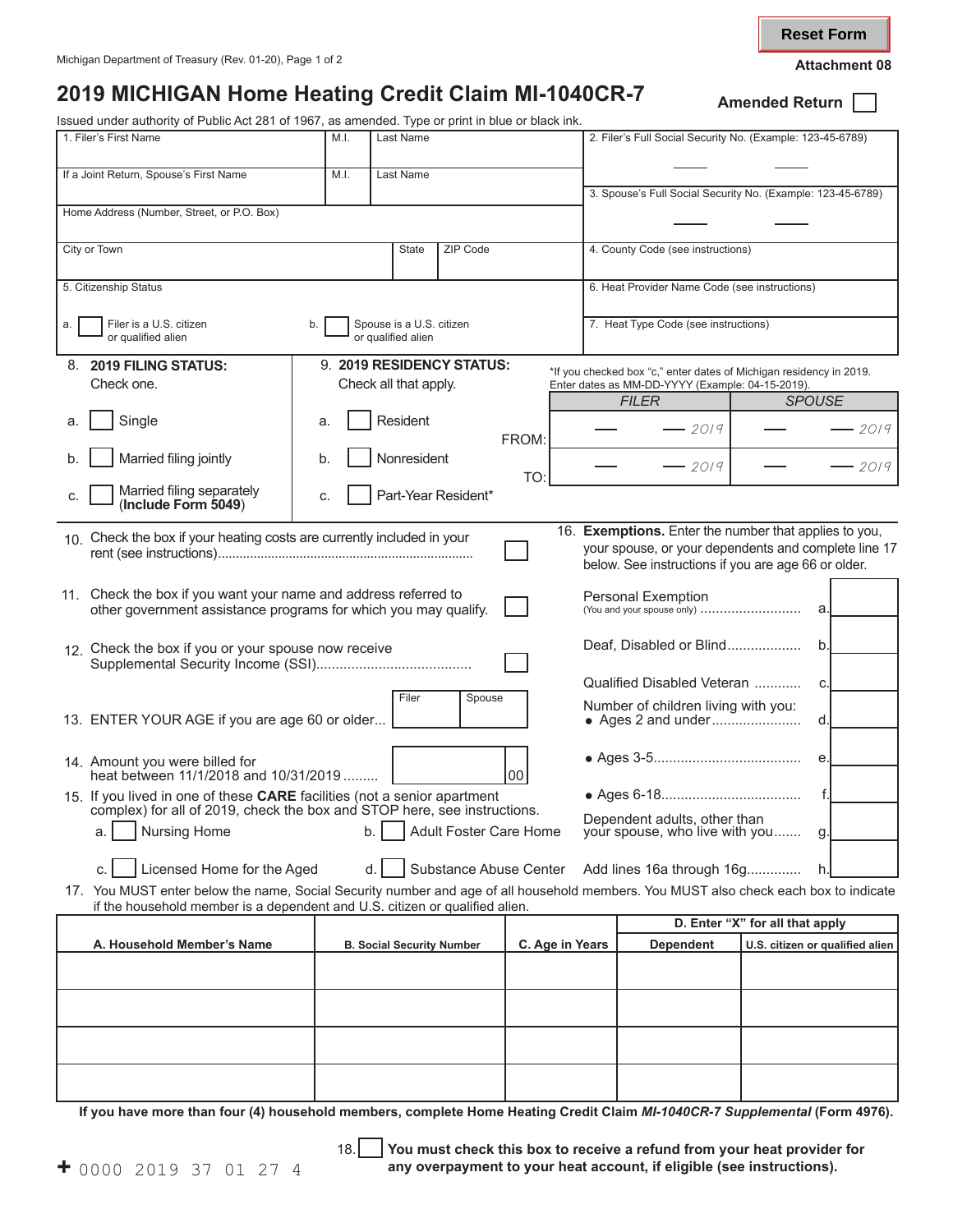Reset Form

Michigan Department of Treasury (Rev. 01-20), Page 1 of 2

**Attachment 08**

# 2019 MICHIGAN Home Heating Credit Claim MI-1040CR-7

**Amended Return** ☐

Issued under authority of Public Act 281 of 1967, as amended. Type or print in blue or black ink.

| 1. Filer's First Name | M.I. | Last Name | 2. Filer's Full Social Security No. (Example: 123-45-6789) |
|---|---|---|---|
| If a Joint Return, Spouse's First Name | M.I. | Last Name | 3. Spouse's Full Social Security No. (Example: 123-45-6789) |
| Home Address (Number, Street, or P.O. Box) | | | |
| City or Town | State | ZIP Code | 4. County Code (see instructions) |
| 5. Citizenship Status<br>a. ☐ Filer is a U.S. citizen or qualified alien<br>b. ☐ Spouse is a U.S. citizen or qualified alien | | | 6. Heat Provider Name Code (see instructions)<br>7. Heat Type Code (see instructions) |

**8. 2019 FILING STATUS:** Check one.

a. ☐ Single

b. ☐ Married filing jointly

c. ☐ Married filing separately (**Include Form 5049**)

**9. 2019 RESIDENCY STATUS:** Check all that apply.

a. ☐ Resident

b. ☐ Nonresident

c. ☐ Part-Year Resident*

*If you checked box "c," enter dates of Michigan residency in 2019. Enter dates as MM-DD-YYYY (Example: 04-15-2019).

| | *FILER* | *SPOUSE* |
|---|---|---|
| FROM: | — — 2019 | — — 2019 |
| TO: | — — 2019 | — — 2019 |

10. Check the box if your heating costs are currently included in your rent (see instructions) ☐

11. Check the box if you want your name and address referred to other government assistance programs for which you may qualify. ☐

12. Check the box if you or your spouse now receive Supplemental Security Income (SSI) ☐

13. ENTER YOUR AGE if you are age 60 or older... Filer ____ Spouse ____

14. Amount you were billed for heat between 11/1/2018 and 10/31/2019 ......... ____ 00

15. If you lived in one of these **CARE** facilities (not a senior apartment complex) for all of 2019, check the box and STOP here, see instructions.

a. ☐ Nursing Home b. ☐ Adult Foster Care Home

c. ☐ Licensed Home for the Aged d. ☐ Substance Abuse Center

16. **Exemptions.** Enter the number that applies to you, your spouse, or your dependents and complete line 17 below. See instructions if you are age 66 or older.

| | | |
|---|---|---|
| Personal Exemption (You and your spouse only) | a. | |
| Deaf, Disabled or Blind | b. | |
| Qualified Disabled Veteran | c. | |
| Number of children living with you: • Ages 2 and under | d. | |
| • Ages 3-5 | e. | |
| • Ages 6-18 | f. | |
| Dependent adults, other than your spouse, who live with you | g. | |
| Add lines 16a through 16g | h. | |

17. You MUST enter below the name, Social Security number and age of all household members. You MUST also check each box to indicate if the household member is a dependent and U.S. citizen or qualified alien.

| A. Household Member's Name | B. Social Security Number | C. Age in Years | D. Enter "X" for all that apply: Dependent | U.S. citizen or qualified alien |
|---|---|---|---|---|
| | | | | |
| | | | | |
| | | | | |
| | | | | |

**If you have more than four (4) household members, complete Home Heating Credit Claim *MI-1040CR-7 Supplemental* (Form 4976).**

18. ☐ **You must check this box to receive a refund from your heat provider for any overpayment to your heat account, if eligible (see instructions).**

+ 0000 2019 37 01 27 4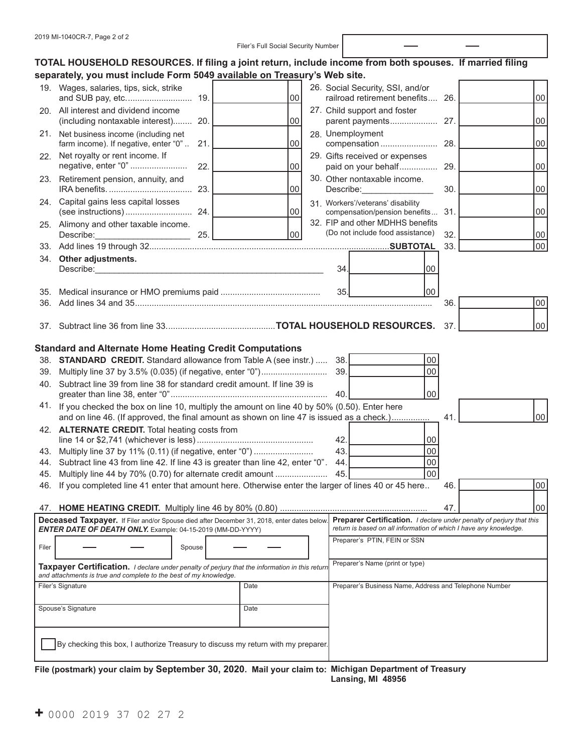Filer's Full Social Security Number

## TOTAL HOUSEHOLD RESOURCES. If filing a joint return, include income from both spouses. If married filing separately, you must include Form 5049 available on Treasury's Web site.

| | | | | | |
|---|---|---|---|---|---|
| 19. Wages, salaries, tips, sick, strike and SUB pay, etc. | 19. | 00 | 26. Social Security, SSI, and/or railroad retirement benefits | 26. | 00 |
| 20. All interest and dividend income (including nontaxable interest) | 20. | 00 | 27. Child support and foster parent payments | 27. | 00 |
| 21. Net business income (including net farm income). If negative, enter "0" | 21. | 00 | 28. Unemployment compensation | 28. | 00 |
| 22. Net royalty or rent income. If negative, enter "0" | 22. | 00 | 29. Gifts received or expenses paid on your behalf | 29. | 00 |
| 23. Retirement pension, annuity, and IRA benefits. | 23. | 00 | 30. Other nontaxable income. Describe:_______________ | 30. | 00 |
| 24. Capital gains less capital losses (see instructions) | 24. | 00 | 31. Workers'/veterans' disability compensation/pension benefits | 31. | 00 |
| 25. Alimony and other taxable income. Describe:____________________ | 25. | 00 | 32. FIP and other MDHHS benefits (Do not include food assistance) | 32. | 00 |

33. Add lines 19 through 32 ............ **SUBTOTAL** 33. ______ 00

34. **Other adjustments.** Describe:_______________________________________________ 34. ______ 00

35. Medical insurance or HMO premiums paid ............ 35. ______ 00

36. Add lines 34 and 35 ............ 36. ______ 00

37. Subtract line 36 from line 33 ............ **TOTAL HOUSEHOLD RESOURCES.** 37. ______ 00

### Standard and Alternate Home Heating Credit Computations

38. **STANDARD CREDIT.** Standard allowance from Table A (see instr.) ..... 38. ______ 00

39. Multiply line 37 by 3.5% (0.035) (if negative, enter "0") ............ 39. ______ 00

40. Subtract line 39 from line 38 for standard credit amount. If line 39 is greater than line 38, enter "0" ............ 40. ______ 00

41. If you checked the box on line 10, multiply the amount on line 40 by 50% (0.50). Enter here and on line 46. (If approved, the final amount as shown on line 47 is issued as a check.) ............ 41. ______ 00

42. **ALTERNATE CREDIT.** Total heating costs from line 14 or $2,741 (whichever is less) ............ 42. ______ 00

43. Multiply line 37 by 11% (0.11) (if negative, enter "0") ............ 43. ______ 00

44. Subtract line 43 from line 42. If line 43 is greater than line 42, enter "0". 44. ______ 00

45. Multiply line 44 by 70% (0.70) for alternate credit amount ............ 45. ______ 00

46. If you completed line 41 enter that amount here. Otherwise enter the larger of lines 40 or 45 here.. 46. ______ 00

47. **HOME HEATING CREDIT.** Multiply line 46 by 80% (0.80) ............ 47. ______ 00

**Deceased Taxpayer.** If Filer and/or Spouse died after December 31, 2018, enter dates below. ***ENTER DATE OF DEATH ONLY.*** Example: 04-15-2019 (MM-DD-YYYY)

Filer ___ — ___ — ___ Spouse ___ — ___ — ___

**Taxpayer Certification.** *I declare under penalty of perjury that the information in this return and attachments is true and complete to the best of my knowledge.*

| Filer's Signature | Date |
|---|---|
| Spouse's Signature | Date |

☐ By checking this box, I authorize Treasury to discuss my return with my preparer.

**Preparer Certification.** *I declare under penalty of perjury that this return is based on all information of which I have any knowledge.*

Preparer's PTIN, FEIN or SSN

Preparer's Name (print or type)

Preparer's Business Name, Address and Telephone Number

**File (postmark) your claim by September 30, 2020. Mail your claim to: Michigan Department of Treasury Lansing, MI 48956**

+ 0000 2019 37 02 27 2